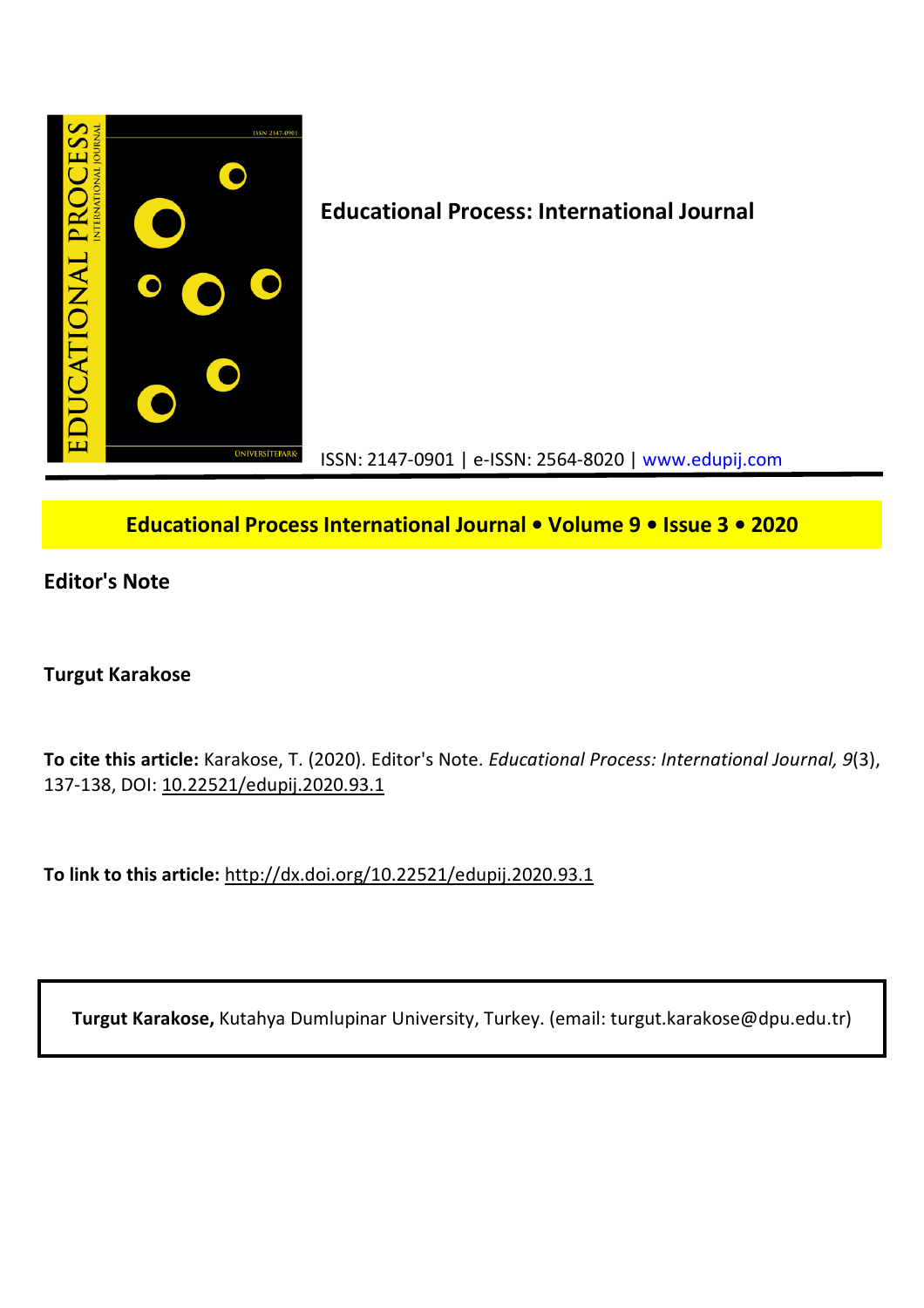**Educational Process: International Journal**

ISSN: 2147-0901 | e-ISSN: 2564-8020 | www.edupij.com

**Educational Process International Journal • Volume 9 • Issue 3 • 2020**

# Editor's Note

**Turgut Karakose**

**To cite this article:** Karakose, T. (2020). Editor's Note. *Educational Process: International Journal, 9*(3), 137-138, DOI: 10.22521/edupij.2020.93.1

**To link to this article:** http://dx.doi.org/10.22521/edupij.2020.93.1

**Turgut Karakose,** Kutahya Dumlupinar University, Turkey. (email: turgut.karakose@dpu.edu.tr)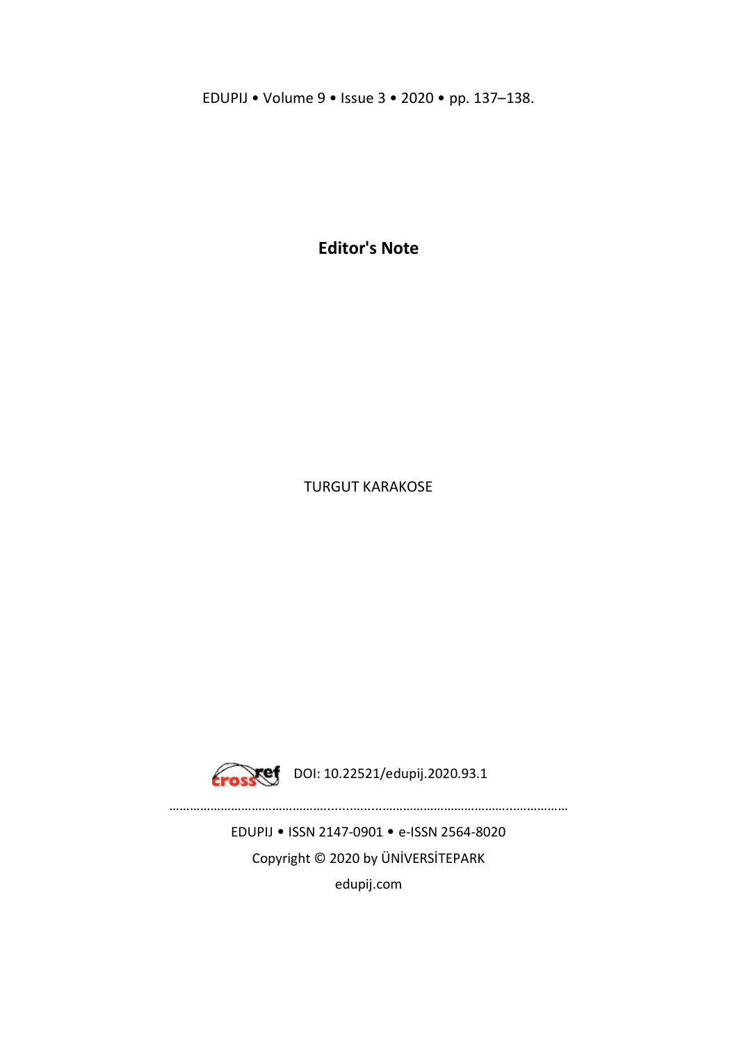# Editor's Note

TURGUT KARAKOSE

DOI: 10.22521/edupij.2020.93.1

…………………………………………………………………………………………………………

EDUPIJ • ISSN 2147-0901 • e-ISSN 2564-8020

Copyright © 2020 by ÜNİVERSİTEPARK

edupij.com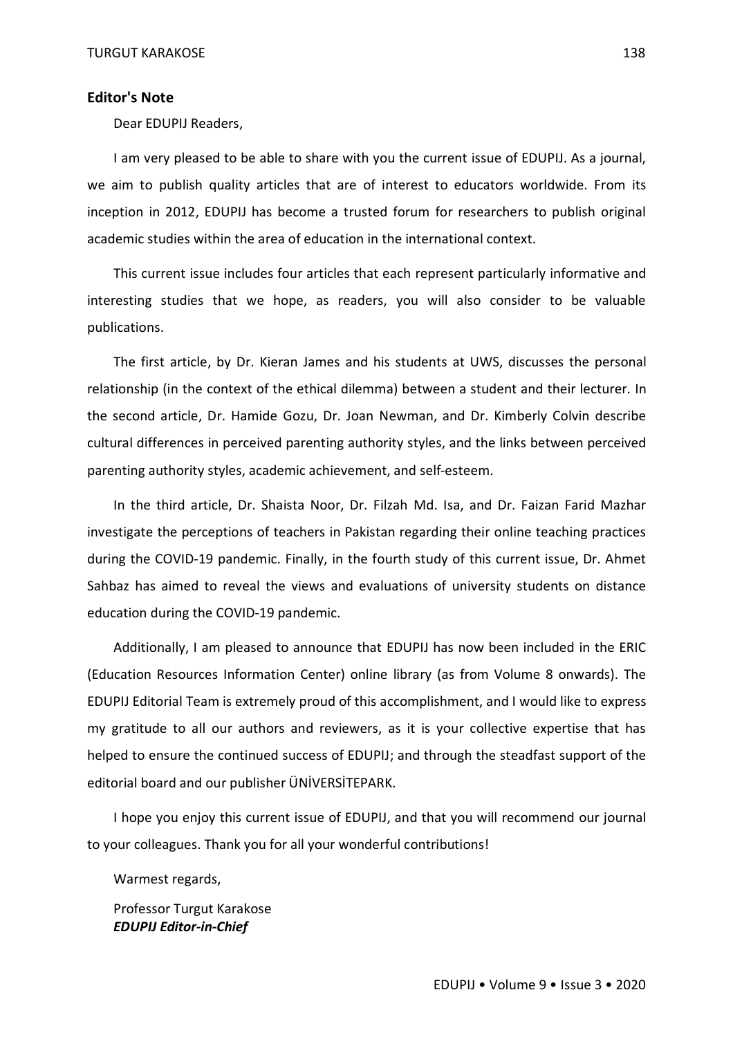## Editor's Note

Dear EDUPIJ Readers,

I am very pleased to be able to share with you the current issue of EDUPIJ. As a journal, we aim to publish quality articles that are of interest to educators worldwide. From its inception in 2012, EDUPIJ has become a trusted forum for researchers to publish original academic studies within the area of education in the international context.

This current issue includes four articles that each represent particularly informative and interesting studies that we hope, as readers, you will also consider to be valuable publications.

The first article, by Dr. Kieran James and his students at UWS, discusses the personal relationship (in the context of the ethical dilemma) between a student and their lecturer. In the second article, Dr. Hamide Gozu, Dr. Joan Newman, and Dr. Kimberly Colvin describe cultural differences in perceived parenting authority styles, and the links between perceived parenting authority styles, academic achievement, and self-esteem.

In the third article, Dr. Shaista Noor, Dr. Filzah Md. Isa, and Dr. Faizan Farid Mazhar investigate the perceptions of teachers in Pakistan regarding their online teaching practices during the COVID-19 pandemic. Finally, in the fourth study of this current issue, Dr. Ahmet Sahbaz has aimed to reveal the views and evaluations of university students on distance education during the COVID-19 pandemic.

Additionally, I am pleased to announce that EDUPIJ has now been included in the ERIC (Education Resources Information Center) online library (as from Volume 8 onwards). The EDUPIJ Editorial Team is extremely proud of this accomplishment, and I would like to express my gratitude to all our authors and reviewers, as it is your collective expertise that has helped to ensure the continued success of EDUPIJ; and through the steadfast support of the editorial board and our publisher ÜNİVERSİTEPARK.

I hope you enjoy this current issue of EDUPIJ, and that you will recommend our journal to your colleagues. Thank you for all your wonderful contributions!

Warmest regards,

Professor Turgut Karakose
***EDUPIJ Editor-in-Chief***